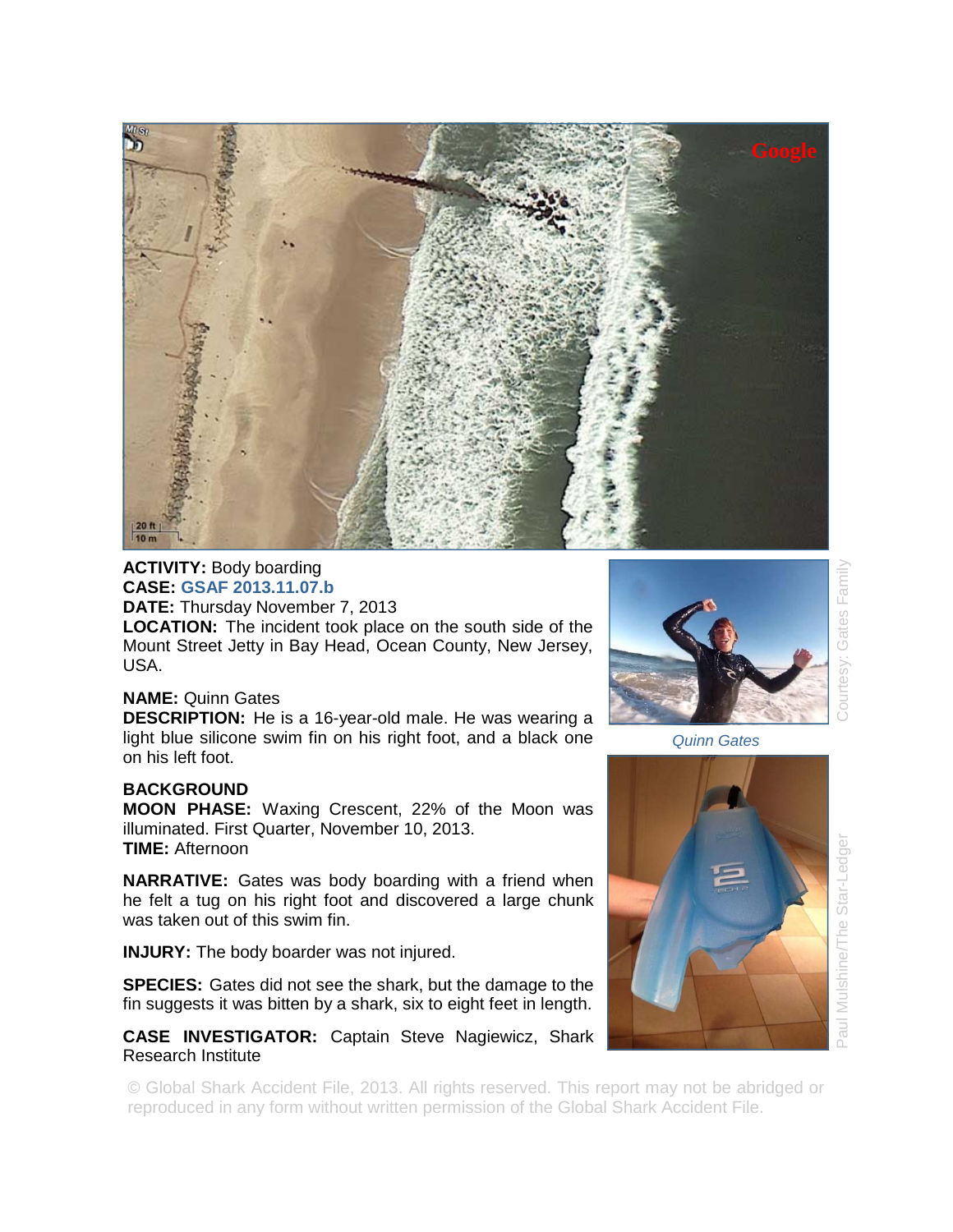**ACTIVITY:** Body boarding
**CASE:** GSAF 2013.11.07.b
**DATE:** Thursday November 7, 2013
**LOCATION:** The incident took place on the south side of the Mount Street Jetty in Bay Head, Ocean County, New Jersey, USA.

**NAME:** Quinn Gates
**DESCRIPTION:** He is a 16-year-old male. He was wearing a light blue silicone swim fin on his right foot, and a black one on his left foot.

*Quinn Gates*

Courtesy: Gates Family

### BACKGROUND

**MOON PHASE:** Waxing Crescent, 22% of the Moon was illuminated. First Quarter, November 10, 2013.
**TIME:** Afternoon

**NARRATIVE:** Gates was body boarding with a friend when he felt a tug on his right foot and discovered a large chunk was taken out of this swim fin.

**INJURY:** The body boarder was not injured.

**SPECIES:** Gates did not see the shark, but the damage to the fin suggests it was bitten by a shark, six to eight feet in length.

**CASE INVESTIGATOR:** Captain Steve Nagiewicz, Shark Research Institute

Paul Mulshine/The Star-Ledger

© Global Shark Accident File, 2013. All rights reserved. This report may not be abridged or reproduced in any form without written permission of the Global Shark Accident File.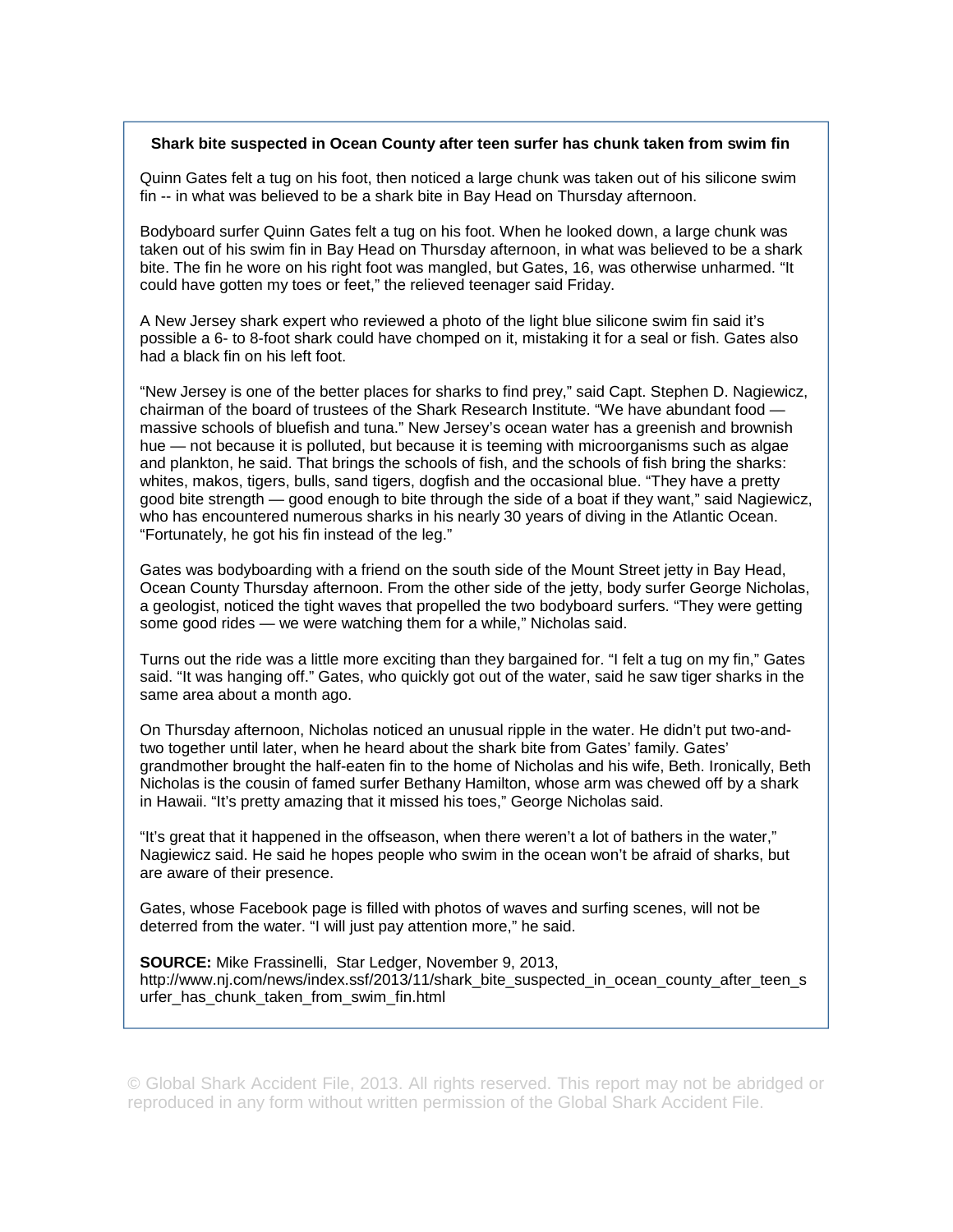**Shark bite suspected in Ocean County after teen surfer has chunk taken from swim fin**

Quinn Gates felt a tug on his foot, then noticed a large chunk was taken out of his silicone swim fin -- in what was believed to be a shark bite in Bay Head on Thursday afternoon.

Bodyboard surfer Quinn Gates felt a tug on his foot. When he looked down, a large chunk was taken out of his swim fin in Bay Head on Thursday afternoon, in what was believed to be a shark bite. The fin he wore on his right foot was mangled, but Gates, 16, was otherwise unharmed. "It could have gotten my toes or feet," the relieved teenager said Friday.

A New Jersey shark expert who reviewed a photo of the light blue silicone swim fin said it's possible a 6- to 8-foot shark could have chomped on it, mistaking it for a seal or fish. Gates also had a black fin on his left foot.

"New Jersey is one of the better places for sharks to find prey," said Capt. Stephen D. Nagiewicz, chairman of the board of trustees of the Shark Research Institute. "We have abundant food — massive schools of bluefish and tuna." New Jersey's ocean water has a greenish and brownish hue — not because it is polluted, but because it is teeming with microorganisms such as algae and plankton, he said. That brings the schools of fish, and the schools of fish bring the sharks: whites, makos, tigers, bulls, sand tigers, dogfish and the occasional blue. "They have a pretty good bite strength — good enough to bite through the side of a boat if they want," said Nagiewicz, who has encountered numerous sharks in his nearly 30 years of diving in the Atlantic Ocean. "Fortunately, he got his fin instead of the leg."

Gates was bodyboarding with a friend on the south side of the Mount Street jetty in Bay Head, Ocean County Thursday afternoon. From the other side of the jetty, body surfer George Nicholas, a geologist, noticed the tight waves that propelled the two bodyboard surfers. "They were getting some good rides — we were watching them for a while," Nicholas said.

Turns out the ride was a little more exciting than they bargained for. "I felt a tug on my fin," Gates said. "It was hanging off." Gates, who quickly got out of the water, said he saw tiger sharks in the same area about a month ago.

On Thursday afternoon, Nicholas noticed an unusual ripple in the water. He didn't put two-and-two together until later, when he heard about the shark bite from Gates' family. Gates' grandmother brought the half-eaten fin to the home of Nicholas and his wife, Beth. Ironically, Beth Nicholas is the cousin of famed surfer Bethany Hamilton, whose arm was chewed off by a shark in Hawaii. "It's pretty amazing that it missed his toes," George Nicholas said.

"It's great that it happened in the offseason, when there weren't a lot of bathers in the water," Nagiewicz said. He said he hopes people who swim in the ocean won't be afraid of sharks, but are aware of their presence.

Gates, whose Facebook page is filled with photos of waves and surfing scenes, will not be deterred from the water. "I will just pay attention more," he said.

**SOURCE:** Mike Frassinelli, Star Ledger, November 9, 2013, http://www.nj.com/news/index.ssf/2013/11/shark_bite_suspected_in_ocean_county_after_teen_surfer_has_chunk_taken_from_swim_fin.html

© Global Shark Accident File, 2013. All rights reserved. This report may not be abridged or reproduced in any form without written permission of the Global Shark Accident File.